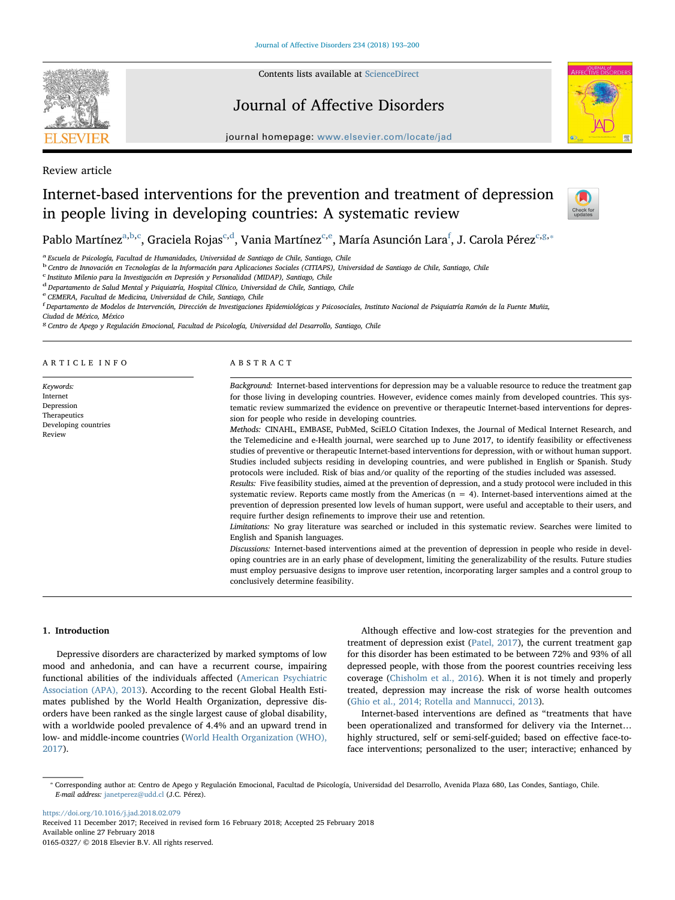Review article

# Internet-based interventions for the prevention and treatment of depression in people living in developing countries: A systematic review

Pablo Martínez[a,b,c], Graciela Rojas[c,d], Vania Martínez[c,e], María Asunción Lara[f], J. Carola Pérez[c,g,*]

[a] Escuela de Psicología, Facultad de Humanidades, Universidad de Santiago de Chile, Santiago, Chile
[b] Centro de Innovación en Tecnologías de la Información para Aplicaciones Sociales (CITIAPS), Universidad de Santiago de Chile, Santiago, Chile
[c] Instituto Milenio para la Investigación en Depresión y Personalidad (MIDAP), Santiago, Chile
[d] Departamento de Salud Mental y Psiquiatría, Hospital Clínico, Universidad de Chile, Santiago, Chile
[e] CEMERA, Facultad de Medicina, Universidad de Chile, Santiago, Chile
[f] Departamento de Modelos de Intervención, Dirección de Investigaciones Epidemiológicas y Psicosociales, Instituto Nacional de Psiquiatría Ramón de la Fuente Muñiz, Ciudad de México, México
[g] Centro de Apego y Regulación Emocional, Facultad de Psicología, Universidad del Desarrollo, Santiago, Chile

## ARTICLE INFO

*Keywords:*
Internet
Depression
Therapeutics
Developing countries
Review

## ABSTRACT

*Background:* Internet-based interventions for depression may be a valuable resource to reduce the treatment gap for those living in developing countries. However, evidence comes mainly from developed countries. This systematic review summarized the evidence on preventive or therapeutic Internet-based interventions for depression for people who reside in developing countries.

*Methods:* CINAHL, EMBASE, PubMed, SciELO Citation Indexes, the Journal of Medical Internet Research, and the Telemedicine and e-Health journal, were searched up to June 2017, to identify feasibility or effectiveness studies of preventive or therapeutic Internet-based interventions for depression, with or without human support. Studies included subjects residing in developing countries, and were published in English or Spanish. Study protocols were included. Risk of bias and/or quality of the reporting of the studies included was assessed.

*Results:* Five feasibility studies, aimed at the prevention of depression, and a study protocol were included in this systematic review. Reports came mostly from the Americas (n = 4). Internet-based interventions aimed at the prevention of depression presented low levels of human support, were useful and acceptable to their users, and require further design refinements to improve their use and retention.

*Limitations:* No gray literature was searched or included in this systematic review. Searches were limited to English and Spanish languages.

*Discussions:* Internet-based interventions aimed at the prevention of depression in people who reside in developing countries are in an early phase of development, limiting the generalizability of the results. Future studies must employ persuasive designs to improve user retention, incorporating larger samples and a control group to conclusively determine feasibility.

## 1. Introduction

Depressive disorders are characterized by marked symptoms of low mood and anhedonia, and can have a recurrent course, impairing functional abilities of the individuals affected (American Psychiatric Association (APA), 2013). According to the recent Global Health Estimates published by the World Health Organization, depressive disorders have been ranked as the single largest cause of global disability, with a worldwide pooled prevalence of 4.4% and an upward trend in low- and middle-income countries (World Health Organization (WHO), 2017).

Although effective and low-cost strategies for the prevention and treatment of depression exist (Patel, 2017), the current treatment gap for this disorder has been estimated to be between 72% and 93% of all depressed people, with those from the poorest countries receiving less coverage (Chisholm et al., 2016). When it is not timely and properly treated, depression may increase the risk of worse health outcomes (Ghio et al., 2014; Rotella and Mannucci, 2013).

Internet-based interventions are defined as "treatments that have been operationalized and transformed for delivery via the Internet… highly structured, self or semi-self-guided; based on effective face-to-face interventions; personalized to the user; interactive; enhanced by

---

* Corresponding author at: Centro de Apego y Regulación Emocional, Facultad de Psicología, Universidad del Desarrollo, Avenida Plaza 680, Las Condes, Santiago, Chile.
*E-mail address:* janetperez@udd.cl (J.C. Pérez).

https://doi.org/10.1016/j.jad.2018.02.079
Received 11 December 2017; Received in revised form 16 February 2018; Accepted 25 February 2018
Available online 27 February 2018
0165-0327/ © 2018 Elsevier B.V. All rights reserved.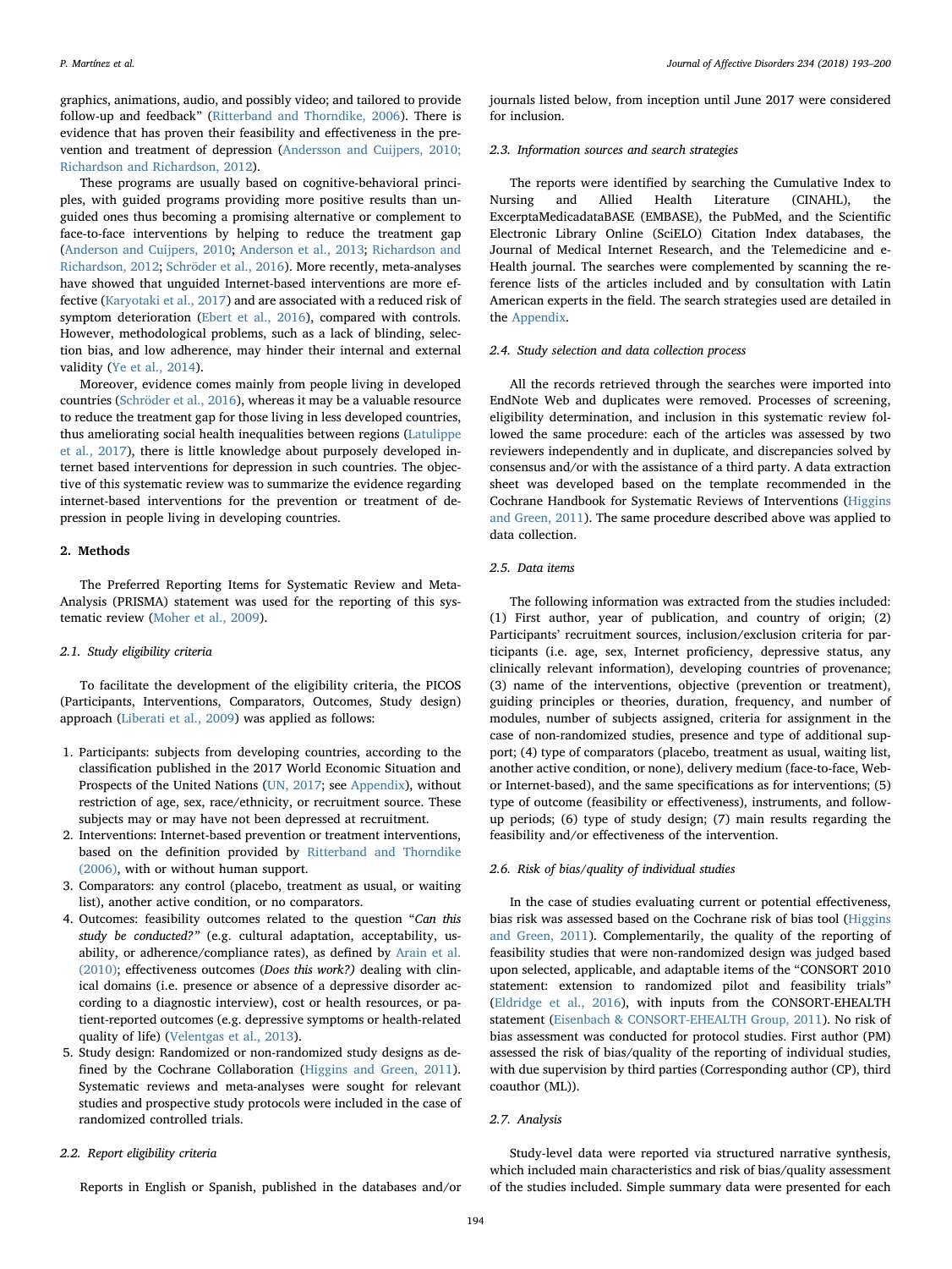graphics, animations, audio, and possibly video; and tailored to provide follow-up and feedback" (Ritterband and Thorndike, 2006). There is evidence that has proven their feasibility and effectiveness in the prevention and treatment of depression (Andersson and Cuijpers, 2010; Richardson and Richardson, 2012).

These programs are usually based on cognitive-behavioral principles, with guided programs providing more positive results than unguided ones thus becoming a promising alternative or complement to face-to-face interventions by helping to reduce the treatment gap (Anderson and Cuijpers, 2010; Anderson et al., 2013; Richardson and Richardson, 2012; Schröder et al., 2016). More recently, meta-analyses have showed that unguided Internet-based interventions are more effective (Karyotaki et al., 2017) and are associated with a reduced risk of symptom deterioration (Ebert et al., 2016), compared with controls. However, methodological problems, such as a lack of blinding, selection bias, and low adherence, may hinder their internal and external validity (Ye et al., 2014).

Moreover, evidence comes mainly from people living in developed countries (Schröder et al., 2016), whereas it may be a valuable resource to reduce the treatment gap for those living in less developed countries, thus ameliorating social health inequalities between regions (Latulippe et al., 2017), there is little knowledge about purposely developed internet based interventions for depression in such countries. The objective of this systematic review was to summarize the evidence regarding internet-based interventions for the prevention or treatment of depression in people living in developing countries.

## 2. Methods

The Preferred Reporting Items for Systematic Review and Meta-Analysis (PRISMA) statement was used for the reporting of this systematic review (Moher et al., 2009).

### 2.1. Study eligibility criteria

To facilitate the development of the eligibility criteria, the PICOS (Participants, Interventions, Comparators, Outcomes, Study design) approach (Liberati et al., 2009) was applied as follows:

1. Participants: subjects from developing countries, according to the classification published in the 2017 World Economic Situation and Prospects of the United Nations (UN, 2017; see Appendix), without restriction of age, sex, race/ethnicity, or recruitment source. These subjects may or may have not been depressed at recruitment.
2. Interventions: Internet-based prevention or treatment interventions, based on the definition provided by Ritterband and Thorndike (2006), with or without human support.
3. Comparators: any control (placebo, treatment as usual, or waiting list), another active condition, or no comparators.
4. Outcomes: feasibility outcomes related to the question "*Can this study be conducted?*" (e.g. cultural adaptation, acceptability, usability, or adherence/compliance rates), as defined by Arain et al. (2010); effectiveness outcomes (*Does this work?)* dealing with clinical domains (i.e. presence or absence of a depressive disorder according to a diagnostic interview), cost or health resources, or patient-reported outcomes (e.g. depressive symptoms or health-related quality of life) (Velentgas et al., 2013).
5. Study design: Randomized or non-randomized study designs as defined by the Cochrane Collaboration (Higgins and Green, 2011). Systematic reviews and meta-analyses were sought for relevant studies and prospective study protocols were included in the case of randomized controlled trials.

### 2.2. Report eligibility criteria

Reports in English or Spanish, published in the databases and/or journals listed below, from inception until June 2017 were considered for inclusion.

### 2.3. Information sources and search strategies

The reports were identified by searching the Cumulative Index to Nursing and Allied Health Literature (CINAHL), the ExcerptaMedicadataBASE (EMBASE), the PubMed, and the Scientific Electronic Library Online (SciELO) Citation Index databases, the Journal of Medical Internet Research, and the Telemedicine and e-Health journal. The searches were complemented by scanning the reference lists of the articles included and by consultation with Latin American experts in the field. The search strategies used are detailed in the Appendix.

### 2.4. Study selection and data collection process

All the records retrieved through the searches were imported into EndNote Web and duplicates were removed. Processes of screening, eligibility determination, and inclusion in this systematic review followed the same procedure: each of the articles was assessed by two reviewers independently and in duplicate, and discrepancies solved by consensus and/or with the assistance of a third party. A data extraction sheet was developed based on the template recommended in the Cochrane Handbook for Systematic Reviews of Interventions (Higgins and Green, 2011). The same procedure described above was applied to data collection.

### 2.5. Data items

The following information was extracted from the studies included: (1) First author, year of publication, and country of origin; (2) Participants' recruitment sources, inclusion/exclusion criteria for participants (i.e. age, sex, Internet proficiency, depressive status, any clinically relevant information), developing countries of provenance; (3) name of the interventions, objective (prevention or treatment), guiding principles or theories, duration, frequency, and number of modules, number of subjects assigned, criteria for assignment in the case of non-randomized studies, presence and type of additional support; (4) type of comparators (placebo, treatment as usual, waiting list, another active condition, or none), delivery medium (face-to-face, Web- or Internet-based), and the same specifications as for interventions; (5) type of outcome (feasibility or effectiveness), instruments, and follow-up periods; (6) type of study design; (7) main results regarding the feasibility and/or effectiveness of the intervention.

### 2.6. Risk of bias/quality of individual studies

In the case of studies evaluating current or potential effectiveness, bias risk was assessed based on the Cochrane risk of bias tool (Higgins and Green, 2011). Complementarily, the quality of the reporting of feasibility studies that were non-randomized design was judged based upon selected, applicable, and adaptable items of the "CONSORT 2010 statement: extension to randomized pilot and feasibility trials" (Eldridge et al., 2016), with inputs from the CONSORT-EHEALTH statement (Eisenbach & CONSORT-EHEALTH Group, 2011). No risk of bias assessment was conducted for protocol studies. First author (PM) assessed the risk of bias/quality of the reporting of individual studies, with due supervision by third parties (Corresponding author (CP), third coauthor (ML)).

### 2.7. Analysis

Study-level data were reported via structured narrative synthesis, which included main characteristics and risk of bias/quality assessment of the studies included. Simple summary data were presented for each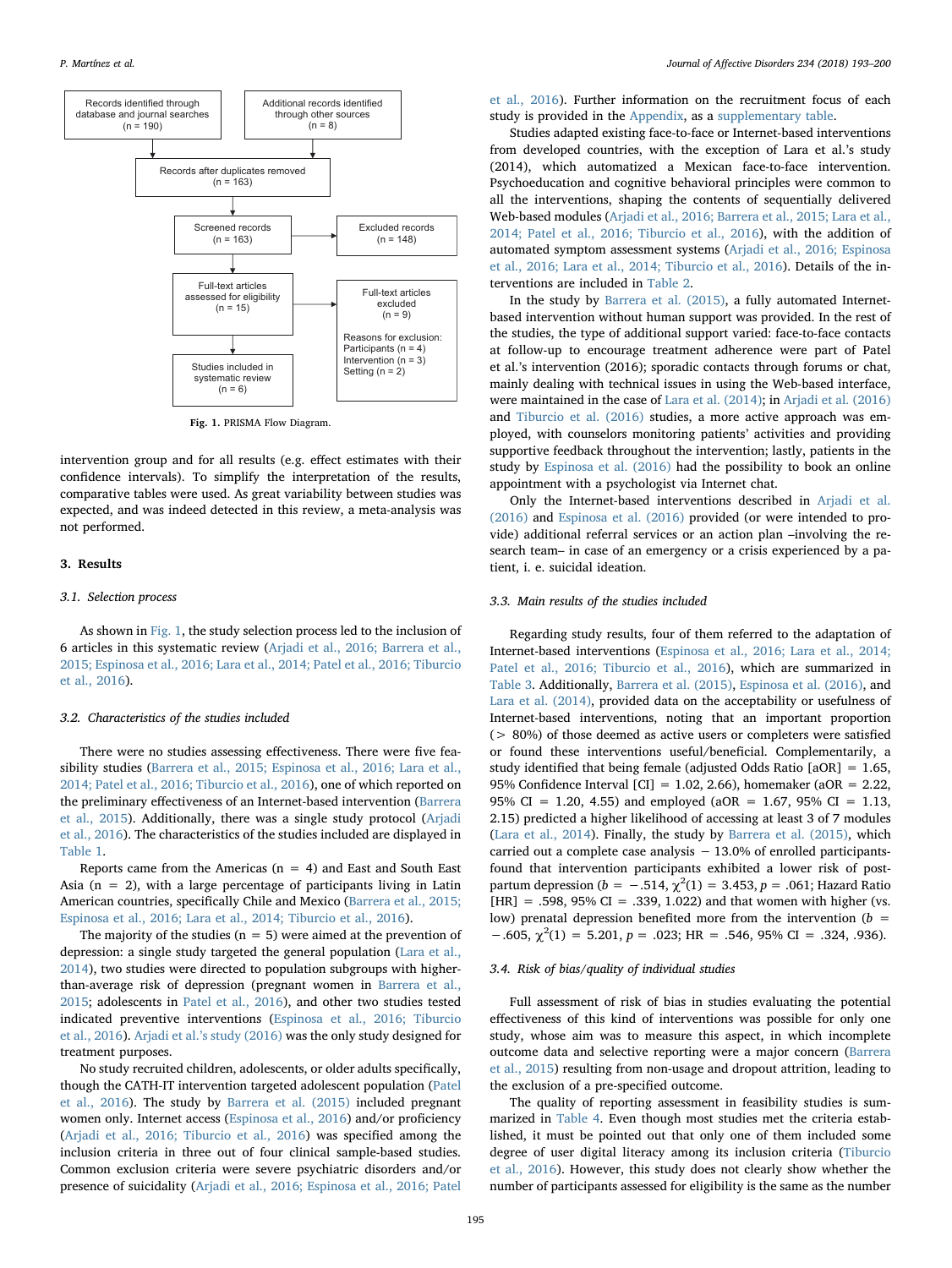Records identified through database and journal searches (n = 190)

Additional records identified through other sources (n = 8)

Records after duplicates removed (n = 163)

Screened records (n = 163) → Excluded records (n = 148)

Full-text articles assessed for eligibility (n = 15) → Full-text articles excluded (n = 9)

Reasons for exclusion:
Participants (n = 4)
Intervention (n = 3)
Setting (n = 2)

Studies included in systematic review (n = 6)

**Fig. 1.** PRISMA Flow Diagram.

intervention group and for all results (e.g. effect estimates with their confidence intervals). To simplify the interpretation of the results, comparative tables were used. As great variability between studies was expected, and was indeed detected in this review, a meta-analysis was not performed.

## 3. Results

### 3.1. Selection process

As shown in Fig. 1, the study selection process led to the inclusion of 6 articles in this systematic review (Arjadi et al., 2016; Barrera et al., 2015; Espinosa et al., 2016; Lara et al., 2014; Patel et al., 2016; Tiburcio et al., 2016).

### 3.2. Characteristics of the studies included

There were no studies assessing effectiveness. There were five feasibility studies (Barrera et al., 2015; Espinosa et al., 2016; Lara et al., 2014; Patel et al., 2016; Tiburcio et al., 2016), one of which reported on the preliminary effectiveness of an Internet-based intervention (Barrera et al., 2015). Additionally, there was a single study protocol (Arjadi et al., 2016). The characteristics of the studies included are displayed in Table 1.

Reports came from the Americas (n = 4) and East and South East Asia (n = 2), with a large percentage of participants living in Latin American countries, specifically Chile and Mexico (Barrera et al., 2015; Espinosa et al., 2016; Lara et al., 2014; Tiburcio et al., 2016).

The majority of the studies (n = 5) were aimed at the prevention of depression: a single study targeted the general population (Lara et al., 2014), two studies were directed to population subgroups with higher-than-average risk of depression (pregnant women in Barrera et al., 2015; adolescents in Patel et al., 2016), and other two studies tested indicated preventive interventions (Espinosa et al., 2016; Tiburcio et al., 2016). Arjadi et al.'s study (2016) was the only study designed for treatment purposes.

No study recruited children, adolescents, or older adults specifically, though the CATH-IT intervention targeted adolescent population (Patel et al., 2016). The study by Barrera et al. (2015) included pregnant women only. Internet access (Espinosa et al., 2016) and/or proficiency (Arjadi et al., 2016; Tiburcio et al., 2016) was specified among the inclusion criteria in three out of four clinical sample-based studies. Common exclusion criteria were severe psychiatric disorders and/or presence of suicidality (Arjadi et al., 2016; Espinosa et al., 2016; Patel et al., 2016). Further information on the recruitment focus of each study is provided in the Appendix, as a supplementary table.

Studies adapted existing face-to-face or Internet-based interventions from developed countries, with the exception of Lara et al.'s study (2014), which automatized a Mexican face-to-face intervention. Psychoeducation and cognitive behavioral principles were common to all the interventions, shaping the contents of sequentially delivered Web-based modules (Arjadi et al., 2016; Barrera et al., 2015; Lara et al., 2014; Patel et al., 2016; Tiburcio et al., 2016), with the addition of automated symptom assessment systems (Arjadi et al., 2016; Espinosa et al., 2016; Lara et al., 2014; Tiburcio et al., 2016). Details of the interventions are included in Table 2.

In the study by Barrera et al. (2015), a fully automated Internet-based intervention without human support was provided. In the rest of the studies, the type of additional support varied: face-to-face contacts at follow-up to encourage treatment adherence were part of Patel et al.'s intervention (2016); sporadic contacts through forums or chat, mainly dealing with technical issues in using the Web-based interface, were maintained in the case of Lara et al. (2014); in Arjadi et al. (2016) and Tiburcio et al. (2016) studies, a more active approach was employed, with counselors monitoring patients' activities and providing supportive feedback throughout the intervention; lastly, patients in the study by Espinosa et al. (2016) had the possibility to book an online appointment with a psychologist via Internet chat.

Only the Internet-based interventions described in Arjadi et al. (2016) and Espinosa et al. (2016) provided (or were intended to provide) additional referral services or an action plan –involving the research team– in case of an emergency or a crisis experienced by a patient, i. e. suicidal ideation.

### 3.3. Main results of the studies included

Regarding study results, four of them referred to the adaptation of Internet-based interventions (Espinosa et al., 2016; Lara et al., 2014; Patel et al., 2016; Tiburcio et al., 2016), which are summarized in Table 3. Additionally, Barrera et al. (2015), Espinosa et al. (2016), and Lara et al. (2014), provided data on the acceptability or usefulness of Internet-based interventions, noting that an important proportion (> 80%) of those deemed as active users or completers were satisfied or found these interventions useful/beneficial. Complementarily, a study identified that being female (adjusted Odds Ratio [aOR] = 1.65, 95% Confidence Interval [CI] = 1.02, 2.66), homemaker (aOR = 2.22, 95% CI = 1.20, 4.55) and employed (aOR = 1.67, 95% CI = 1.13, 2.15) predicted a higher likelihood of accessing at least 3 of 7 modules (Lara et al., 2014). Finally, the study by Barrera et al. (2015), which carried out a complete case analysis − 13.0% of enrolled participants- found that intervention participants exhibited a lower risk of postpartum depression ($b = -.514$, $\chi^2(1) = 3.453$, $p = .061$; Hazard Ratio [HR] = .598, 95% CI = .339, 1.022) and that women with higher (vs. low) prenatal depression benefited more from the intervention ($b = -.605$, $\chi^2(1) = 5.201$, $p = .023$; HR = .546, 95% CI = .324, .936).

### 3.4. Risk of bias/quality of individual studies

Full assessment of risk of bias in studies evaluating the potential effectiveness of this kind of interventions was possible for only one study, whose aim was to measure this aspect, in which incomplete outcome data and selective reporting were a major concern (Barrera et al., 2015) resulting from non-usage and dropout attrition, leading to the exclusion of a pre-specified outcome.

The quality of reporting assessment in feasibility studies is summarized in Table 4. Even though most studies met the criteria established, it must be pointed out that only one of them included some degree of user digital literacy among its inclusion criteria (Tiburcio et al., 2016). However, this study does not clearly show whether the number of participants assessed for eligibility is the same as the number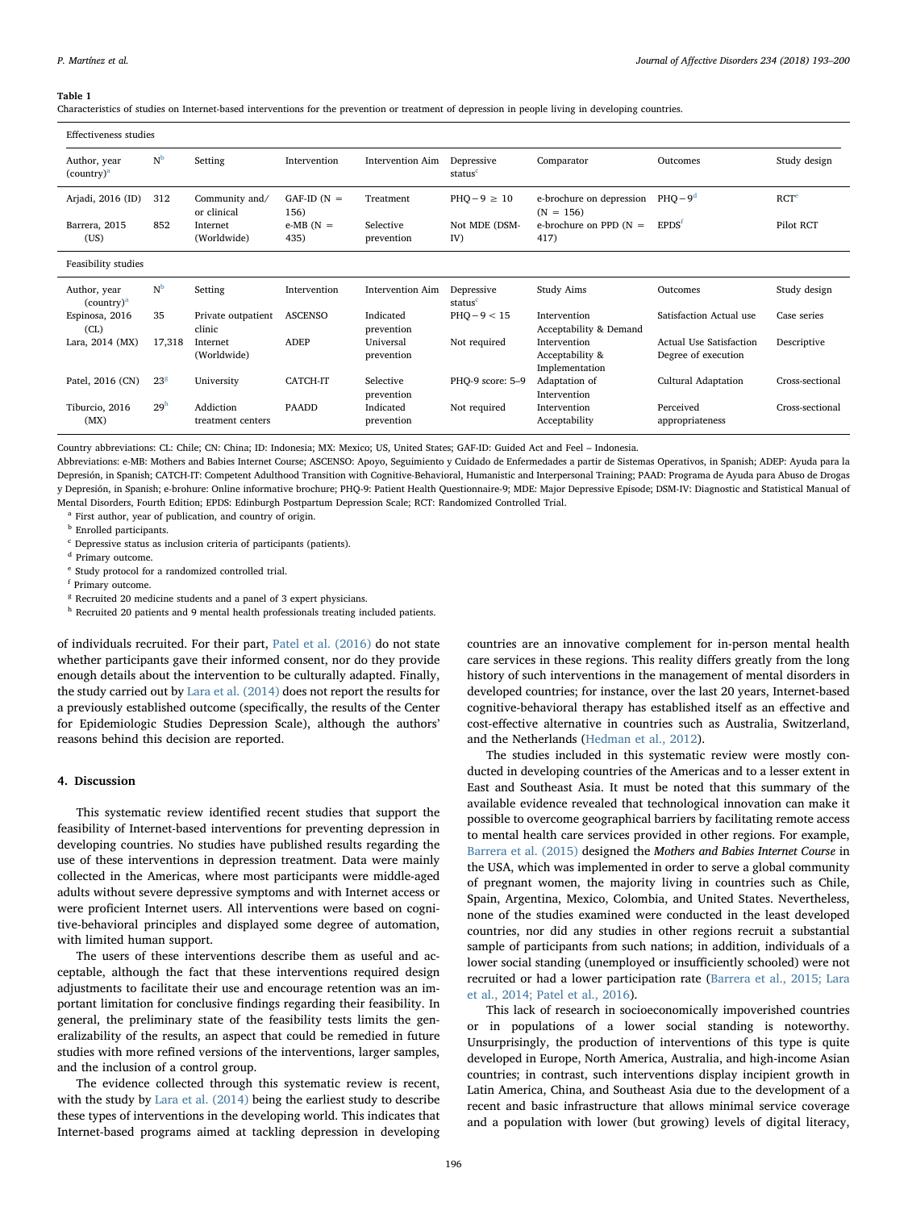**Table 1**

Characteristics of studies on Internet-based interventions for the prevention or treatment of depression in people living in developing countries.

| Effectiveness studies | | | | | | | | |
|---|---|---|---|---|---|---|---|---|
| Author, year (country)[a] | N[b] | Setting | Intervention | Intervention Aim | Depressive status[c] | Comparator | Outcomes | Study design |
| Arjadi, 2016 (ID) | 312 | Community and/ or clinical | GAF-ID (N = 156) | Treatment | PHQ−9 ≥ 10 | e-brochure on depression (N = 156) | PHQ−9[d] | RCT[e] |
| Barrera, 2015 (US) | 852 | Internet (Worldwide) | e-MB (N = 435) | Selective prevention | Not MDE (DSM-IV) | e-brochure on PPD (N = 417) | EPDS[f] | Pilot RCT |
| **Feasibility studies** | | | | | | | | |
| Author, year (country)[a] | N[b] | Setting | Intervention | Intervention Aim | Depressive status[c] | Study Aims | Outcomes | Study design |
| Espinosa, 2016 (CL) | 35 | Private outpatient clinic | ASCENSO | Indicated prevention | PHQ−9 < 15 | Intervention Acceptability & Demand | Satisfaction Actual use | Case series |
| Lara, 2014 (MX) | 17,318 | Internet (Worldwide) | ADEP | Universal prevention | Not required | Intervention Acceptability & Implementation | Actual Use Satisfaction Degree of execution | Descriptive |
| Patel, 2016 (CN) | 23[g] | University | CATCH-IT | Selective prevention | PHQ-9 score: 5–9 | Adaptation of Intervention | Cultural Adaptation | Cross-sectional |
| Tiburcio, 2016 (MX) | 29[h] | Addiction treatment centers | PAADD | Indicated prevention | Not required | Intervention Acceptability | Perceived appropriateness | Cross-sectional |

Country abbreviations: CL: Chile; CN: China; ID: Indonesia; MX: Mexico; US, United States; GAF-ID: Guided Act and Feel – Indonesia.

Abbreviations: e-MB: Mothers and Babies Internet Course; ASCENSO: Apoyo, Seguimiento y Cuidado de Enfermedades a partir de Sistemas Operativos, in Spanish; ADEP: Ayuda para la Depresión, in Spanish; CATCH-IT: Competent Adulthood Transition with Cognitive-Behavioral, Humanistic and Interpersonal Training; PAAD: Programa de Ayuda para Abuso de Drogas y Depresión, in Spanish; e-brohure: Online informative brochure; PHQ-9: Patient Health Questionnaire-9; MDE: Major Depressive Episode; DSM-IV: Diagnostic and Statistical Manual of Mental Disorders, Fourth Edition; EPDS: Edinburgh Postpartum Depression Scale; RCT: Randomized Controlled Trial.

[a] First author, year of publication, and country of origin.
[b] Enrolled participants.
[c] Depressive status as inclusion criteria of participants (patients).
[d] Primary outcome.
[e] Study protocol for a randomized controlled trial.
[f] Primary outcome.
[g] Recruited 20 medicine students and a panel of 3 expert physicians.
[h] Recruited 20 patients and 9 mental health professionals treating included patients.

of individuals recruited. For their part, Patel et al. (2016) do not state whether participants gave their informed consent, nor do they provide enough details about the intervention to be culturally adapted. Finally, the study carried out by Lara et al. (2014) does not report the results for a previously established outcome (specifically, the results of the Center for Epidemiologic Studies Depression Scale), although the authors' reasons behind this decision are reported.

## 4. Discussion

This systematic review identified recent studies that support the feasibility of Internet-based interventions for preventing depression in developing countries. No studies have published results regarding the use of these interventions in depression treatment. Data were mainly collected in the Americas, where most participants were middle-aged adults without severe depressive symptoms and with Internet access or were proficient Internet users. All interventions were based on cognitive-behavioral principles and displayed some degree of automation, with limited human support.

The users of these interventions describe them as useful and acceptable, although the fact that these interventions required design adjustments to facilitate their use and encourage retention was an important limitation for conclusive findings regarding their feasibility. In general, the preliminary state of the feasibility tests limits the generalizability of the results, an aspect that could be remedied in future studies with more refined versions of the interventions, larger samples, and the inclusion of a control group.

The evidence collected through this systematic review is recent, with the study by Lara et al. (2014) being the earliest study to describe these types of interventions in the developing world. This indicates that Internet-based programs aimed at tackling depression in developing countries are an innovative complement for in-person mental health care services in these regions. This reality differs greatly from the long history of such interventions in the management of mental disorders in developed countries; for instance, over the last 20 years, Internet-based cognitive-behavioral therapy has established itself as an effective and cost-effective alternative in countries such as Australia, Switzerland, and the Netherlands (Hedman et al., 2012).

The studies included in this systematic review were mostly conducted in developing countries of the Americas and to a lesser extent in East and Southeast Asia. It must be noted that this summary of the available evidence revealed that technological innovation can make it possible to overcome geographical barriers by facilitating remote access to mental health care services provided in other regions. For example, Barrera et al. (2015) designed the *Mothers and Babies Internet Course* in the USA, which was implemented in order to serve a global community of pregnant women, the majority living in countries such as Chile, Spain, Argentina, Mexico, Colombia, and United States. Nevertheless, none of the studies examined were conducted in the least developed countries, nor did any studies in other regions recruit a substantial sample of participants from such nations; in addition, individuals of a lower social standing (unemployed or insufficiently schooled) were not recruited or had a lower participation rate (Barrera et al., 2015; Lara et al., 2014; Patel et al., 2016).

This lack of research in socioeconomically impoverished countries or in populations of a lower social standing is noteworthy. Unsurprisingly, the production of interventions of this type is quite developed in Europe, North America, Australia, and high-income Asian countries; in contrast, such interventions display incipient growth in Latin America, China, and Southeast Asia due to the development of a recent and basic infrastructure that allows minimal service coverage and a population with lower (but growing) levels of digital literacy,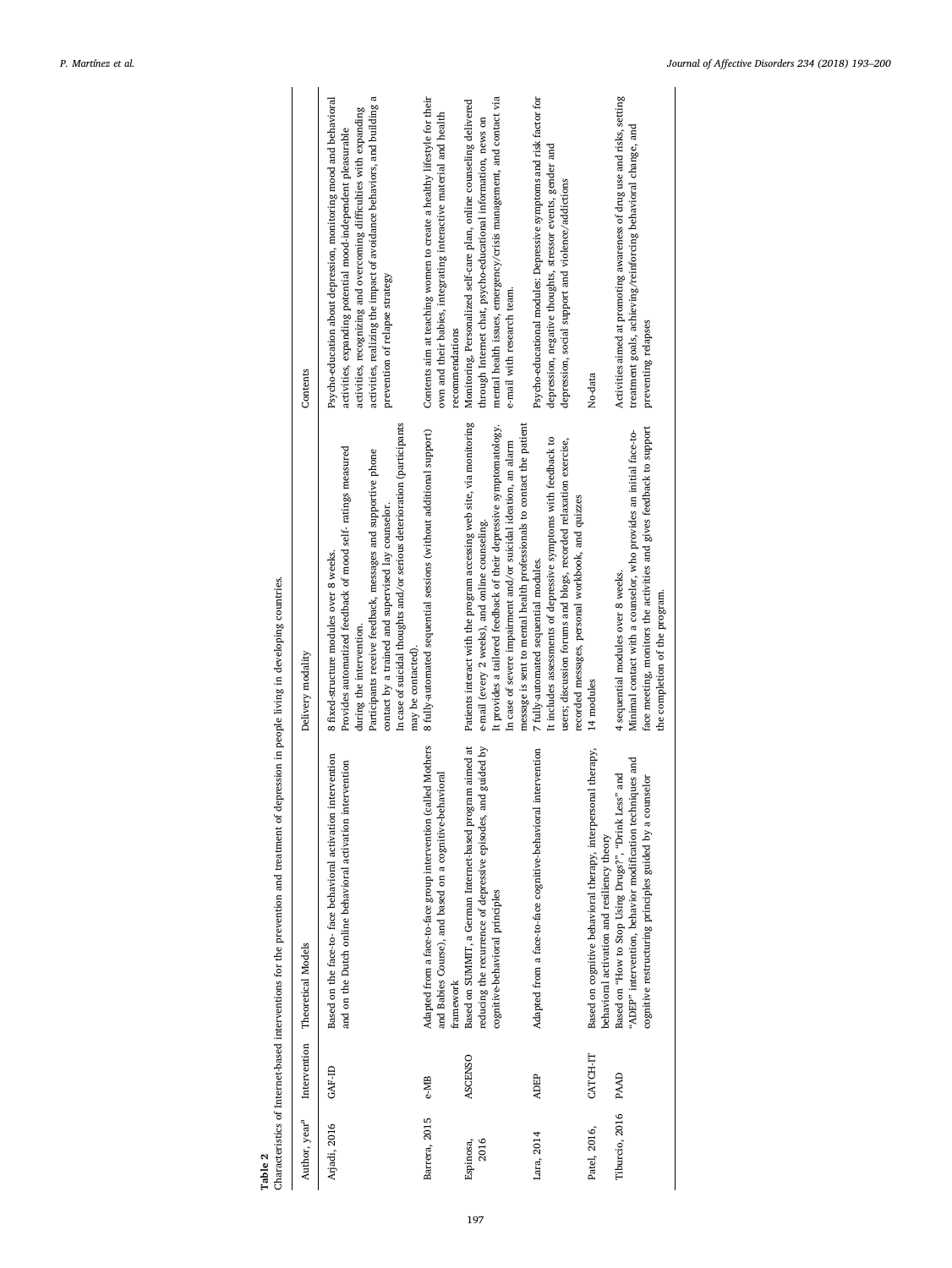**Table 2**
Characteristics of Internet-based interventions for the prevention and treatment of depression in people living in developing countries.

| Author, year[a] | Intervention | Theoretical Models | Delivery modality | Contents |
|---|---|---|---|---|
| Arjadi, 2016 | GAF-ID | Based on the face-to- face behavioral activation intervention and on the Dutch online behavioral activation intervention | 8 fixed-structure modules over 8 weeks. Provides automatized feedback of mood self- ratings measured during the intervention. Participants receive feedback, messages and supportive phone contact by a trained and supervised lay counselor. In case of suicidal thoughts and/or serious deterioration (participants may be contacted). | Psycho-education about depression, monitoring mood and behavioral activities, expanding potential mood-independent pleasurable activities, recognizing and overcoming difficulties with expanding activities, realizing the impact of avoidance behaviors, and building a prevention of relapse strategy |
| Barrera, 2015 | e-MB | Adapted from a face-to-face group intervention (called Mothers and Babies Course), and based on a cognitive-behavioral framework | 8 fully-automated sequential sessions (without additional support) | Contents aim at teaching women to create a healthy lifestyle for their own and their babies, integrating interactive material and health recommendations |
| Espinosa, 2016 | ASCENSO | Based on SUMMIT, a German Internet-based program aimed at reducing the recurrence of depressive episodes, and guided by cognitive-behavioral principles | Patients interact with the program accessing web site, via monitoring e-mail (every 2 weeks), and online counseling. It provides a tailored feedback of their depressive symptomatology. In case of severe impairment and/or suicidal ideation, an alarm message is sent to mental health professionals to contact the patient | Monitoring, Personalized self-care plan, online counseling delivered through Internet chat, psycho-educational information, news on mental health issues, emergency/crisis management, and contact via e-mail with research team. |
| Lara, 2014 | ADEP | Adapted from a face-to-face cognitive-behavioral intervention | 7 fully-automated sequential modules. It includes assessments of depressive symptoms with feedback to users; discussion forums and blogs, recorded relaxation exercise, recorded messages, personal workbook, and quizzes | Psycho-educational modules: Depressive symptoms and risk factor for depression, negative thoughts, stressor events, gender and depression, social support and violence/addictions |
| Patel, 2016, | CATCH-IT | Based on cognitive behavioral therapy, interpersonal therapy, behavioral activation and resiliency theory | 14 modules | No-data |
| Tiburcio, 2016 | PAAD | Based on "How to Stop Using Drugs?", "Drink Less" and "ADEP" intervention, behavior modification techniques and cognitive restructuring principles guided by a counselor | 4 sequential modules over 8 weeks. Minimal contact with a counselor, who provides an initial face-to-face meeting, monitors the activities and gives feedback to support the completion of the program. | Activities aimed at promoting awareness of drug use and risks, setting treatment goals, achieving/reinforcing behavioral change, and preventing relapses |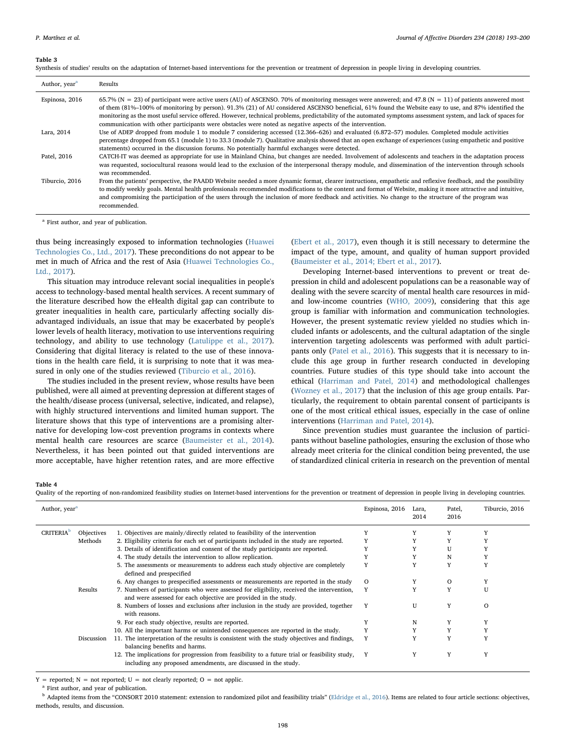**Table 3**
Synthesis of studies' results on the adaptation of Internet-based interventions for the prevention or treatment of depression in people living in developing countries.

| Author, year[a] | Results |
|---|---|
| Espinosa, 2016 | 65.7% (N = 23) of participant were active users (AU) of ASCENSO. 70% of monitoring messages were answered; and 47.8 (N = 11) of patients answered most of them (81%–100% of monitoring by person). 91.3% (21) of AU considered ASCENSO beneficial, 61% found the Website easy to use, and 87% identified the monitoring as the most useful service offered. However, technical problems, predictability of the automated symptoms assessment system, and lack of spaces for communication with other participants were obstacles were noted as negative aspects of the intervention. |
| Lara, 2014 | Use of ADEP dropped from module 1 to module 7 considering accessed (12.366–626) and evaluated (6.872–57) modules. Completed module activities percentage dropped from 65.1 (module 1) to 33.3 (module 7). Qualitative analysis showed that an open exchange of experiences (using empathetic and positive statements) occurred in the discussion forums. No potentially harmful exchanges were detected. |
| Patel, 2016 | CATCH-IT was deemed as appropriate for use in Mainland China, but changes are needed. Involvement of adolescents and teachers in the adaptation process was requested, sociocultural reasons would lead to the exclusion of the interpersonal therapy module, and dissemination of the intervention through schools was recommended. |
| Tiburcio, 2016 | From the patients' perspective, the PAADD Website needed a more dynamic format, clearer instructions, empathetic and reflexive feedback, and the possibility to modify weekly goals. Mental health professionals recommended modifications to the content and format of Website, making it more attractive and intuitive, and compromising the participation of the users through the inclusion of more feedback and activities. No change to the structure of the program was recommended. |

[a] First author, and year of publication.

thus being increasingly exposed to information technologies (Huawei Technologies Co., Ltd., 2017). These preconditions do not appear to be met in much of Africa and the rest of Asia (Huawei Technologies Co., Ltd., 2017).

This situation may introduce relevant social inequalities in people's access to technology-based mental health services. A recent summary of the literature described how the eHealth digital gap can contribute to greater inequalities in health care, particularly affecting socially disadvantaged individuals, an issue that may be exacerbated by people's lower levels of health literacy, motivation to use interventions requiring technology, and ability to use technology (Latulippe et al., 2017). Considering that digital literacy is related to the use of these innovations in the health care field, it is surprising to note that it was measured in only one of the studies reviewed (Tiburcio et al., 2016).

The studies included in the present review, whose results have been published, were all aimed at preventing depression at different stages of the health/disease process (universal, selective, indicated, and relapse), with highly structured interventions and limited human support. The literature shows that this type of interventions are a promising alternative for developing low-cost prevention programs in contexts where mental health care resources are scarce (Baumeister et al., 2014). Nevertheless, it has been pointed out that guided interventions are more acceptable, have higher retention rates, and are more effective (Ebert et al., 2017), even though it is still necessary to determine the impact of the type, amount, and quality of human support provided (Baumeister et al., 2014; Ebert et al., 2017).

Developing Internet-based interventions to prevent or treat depression in child and adolescent populations can be a reasonable way of dealing with the severe scarcity of mental health care resources in mid- and low-income countries (WHO, 2009), considering that this age group is familiar with information and communication technologies. However, the present systematic review yielded no studies which included infants or adolescents, and the cultural adaptation of the single intervention targeting adolescents was performed with adult participants only (Patel et al., 2016). This suggests that it is necessary to include this age group in further research conducted in developing countries. Future studies of this type should take into account the ethical (Harriman and Patel, 2014) and methodological challenges (Wozney et al., 2017) that the inclusion of this age group entails. Particularly, the requirement to obtain parental consent of participants is one of the most critical ethical issues, especially in the case of online interventions (Harriman and Patel, 2014).

Since prevention studies must guarantee the inclusion of participants without baseline pathologies, ensuring the exclusion of those who already meet criteria for the clinical condition being prevented, the use of standardized clinical criteria in research on the prevention of mental

**Table 4**
Quality of the reporting of non-randomized feasibility studies on Internet-based interventions for the prevention or treatment of depression in people living in developing countries.

| Author, year[a] | | | Espinosa, 2016 | Lara, 2014 | Patel, 2016 | Tiburcio, 2016 |
|---|---|---|---|---|---|---|
| CRITERIA[b] | Objectives | 1. Objectives are mainly/directly related to feasibility of the intervention | Y | Y | Y | Y |
| | Methods | 2. Eligibility criteria for each set of participants included in the study are reported. | Y | Y | Y | Y |
| | | 3. Details of identification and consent of the study participants are reported. | Y | Y | U | Y |
| | | 4. The study details the intervention to allow replication. | Y | Y | N | Y |
| | | 5. The assessments or measurements to address each study objective are completely defined and prespecified | Y | Y | Y | Y |
| | | 6. Any changes to prespecified assessments or measurements are reported in the study | O | Y | O | Y |
| | Results | 7. Numbers of participants who were assessed for eligibility, received the intervention, and were assessed for each objective are provided in the study. | Y | Y | Y | U |
| | | 8. Numbers of losses and exclusions after inclusion in the study are provided, together with reasons. | Y | U | Y | O |
| | | 9. For each study objective, results are reported. | Y | N | Y | Y |
| | | 10. All the important harms or unintended consequences are reported in the study. | Y | Y | Y | Y |
| | Discussion | 11. The interpretation of the results is consistent with the study objectives and findings, balancing benefits and harms. | Y | Y | Y | Y |
| | | 12. The implications for progression from feasibility to a future trial or feasibility study, including any proposed amendments, are discussed in the study. | Y | Y | Y | Y |

Y = reported; N = not reported; U = not clearly reported; O = not applic.

[a] First author, and year of publication.

[b] Adapted items from the "CONSORT 2010 statement: extension to randomized pilot and feasibility trials" (Eldridge et al., 2016). Items are related to four article sections: objectives, methods, results, and discussion.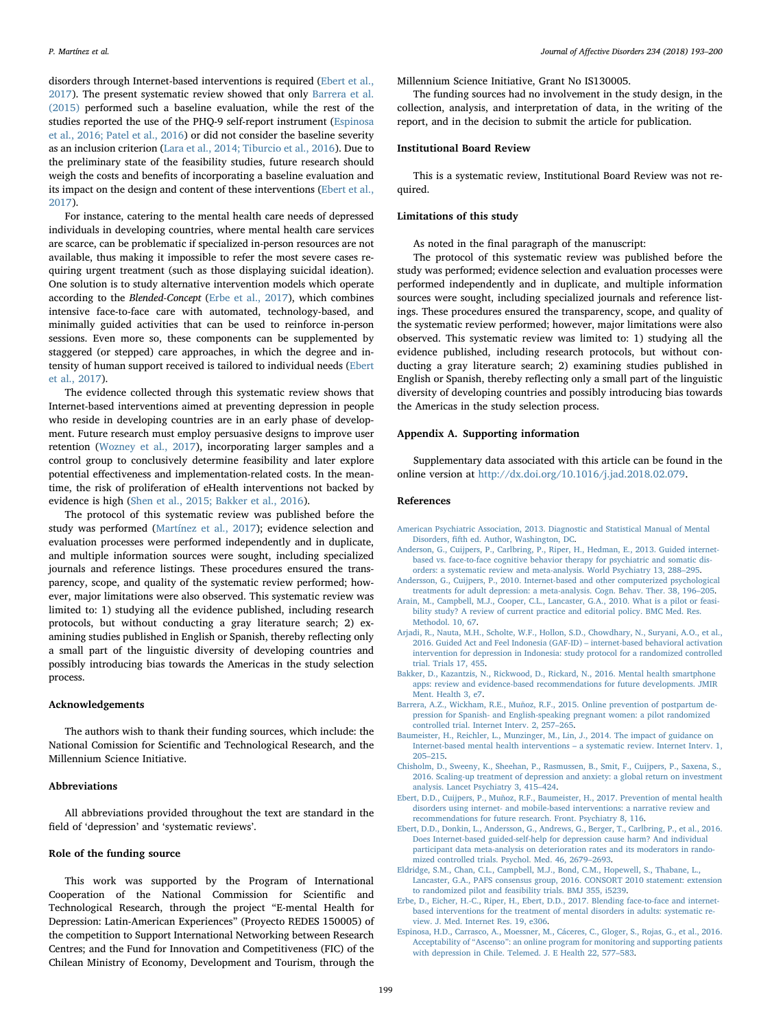disorders through Internet-based interventions is required (Ebert et al., 2017). The present systematic review showed that only Barrera et al. (2015) performed such a baseline evaluation, while the rest of the studies reported the use of the PHQ-9 self-report instrument (Espinosa et al., 2016; Patel et al., 2016) or did not consider the baseline severity as an inclusion criterion (Lara et al., 2014; Tiburcio et al., 2016). Due to the preliminary state of the feasibility studies, future research should weigh the costs and benefits of incorporating a baseline evaluation and its impact on the design and content of these interventions (Ebert et al., 2017).

For instance, catering to the mental health care needs of depressed individuals in developing countries, where mental health care services are scarce, can be problematic if specialized in-person resources are not available, thus making it impossible to refer the most severe cases requiring urgent treatment (such as those displaying suicidal ideation). One solution is to study alternative intervention models which operate according to the *Blended-Concept* (Erbe et al., 2017), which combines intensive face-to-face care with automated, technology-based, and minimally guided activities that can be used to reinforce in-person sessions. Even more so, these components can be supplemented by staggered (or stepped) care approaches, in which the degree and intensity of human support received is tailored to individual needs (Ebert et al., 2017).

The evidence collected through this systematic review shows that Internet-based interventions aimed at preventing depression in people who reside in developing countries are in an early phase of development. Future research must employ persuasive designs to improve user retention (Wozney et al., 2017), incorporating larger samples and a control group to conclusively determine feasibility and later explore potential effectiveness and implementation-related costs. In the meantime, the risk of proliferation of eHealth interventions not backed by evidence is high (Shen et al., 2015; Bakker et al., 2016).

The protocol of this systematic review was published before the study was performed (Martínez et al., 2017); evidence selection and evaluation processes were performed independently and in duplicate, and multiple information sources were sought, including specialized journals and reference listings. These procedures ensured the transparency, scope, and quality of the systematic review performed; however, major limitations were also observed. This systematic review was limited to: 1) studying all the evidence published, including research protocols, but without conducting a gray literature search; 2) examining studies published in English or Spanish, thereby reflecting only a small part of the linguistic diversity of developing countries and possibly introducing bias towards the Americas in the study selection process.

## Acknowledgements

The authors wish to thank their funding sources, which include: the National Comission for Scientific and Technological Research, and the Millennium Science Initiative.

## Abbreviations

All abbreviations provided throughout the text are standard in the field of 'depression' and 'systematic reviews'.

## Role of the funding source

This work was supported by the Program of International Cooperation of the National Commission for Scientific and Technological Research, through the project "E-mental Health for Depression: Latin-American Experiences" (Proyecto REDES 150005) of the competition to Support International Networking between Research Centres; and the Fund for Innovation and Competitiveness (FIC) of the Chilean Ministry of Economy, Development and Tourism, through the Millennium Science Initiative, Grant No IS130005.

The funding sources had no involvement in the study design, in the collection, analysis, and interpretation of data, in the writing of the report, and in the decision to submit the article for publication.

## Institutional Board Review

This is a systematic review, Institutional Board Review was not required.

## Limitations of this study

As noted in the final paragraph of the manuscript:

The protocol of this systematic review was published before the study was performed; evidence selection and evaluation processes were performed independently and in duplicate, and multiple information sources were sought, including specialized journals and reference listings. These procedures ensured the transparency, scope, and quality of the systematic review performed; however, major limitations were also observed. This systematic review was limited to: 1) studying all the evidence published, including research protocols, but without conducting a gray literature search; 2) examining studies published in English or Spanish, thereby reflecting only a small part of the linguistic diversity of developing countries and possibly introducing bias towards the Americas in the study selection process.

## Appendix A. Supporting information

Supplementary data associated with this article can be found in the online version at http://dx.doi.org/10.1016/j.jad.2018.02.079.

## References

American Psychiatric Association, 2013. Diagnostic and Statistical Manual of Mental Disorders, fifth ed. Author, Washington, DC.

Anderson, G., Cuijpers, P., Carlbring, P., Riper, H., Hedman, E., 2013. Guided internet-based vs. face-to-face cognitive behavior therapy for psychiatric and somatic disorders: a systematic review and meta-analysis. World Psychiatry 13, 288–295.

Andersson, G., Cuijpers, P., 2010. Internet-based and other computerized psychological treatments for adult depression: a meta-analysis. Cogn. Behav. Ther. 38, 196–205.

Arain, M., Campbell, M.J., Cooper, C.L., Lancaster, G.A., 2010. What is a pilot or feasibility study? A review of current practice and editorial policy. BMC Med. Res. Methodol. 10, 67.

Arjadi, R., Nauta, M.H., Scholte, W.F., Hollon, S.D., Chowdhary, N., Suryani, A.O., et al., 2016. Guided Act and Feel Indonesia (GAF-ID) – internet-based behavioral activation intervention for depression in Indonesia: study protocol for a randomized controlled trial. Trials 17, 455.

Bakker, D., Kazantzis, N., Rickwood, D., Rickard, N., 2016. Mental health smartphone apps: review and evidence-based recommendations for future developments. JMIR Ment. Health 3, e7.

Barrera, A.Z., Wickham, R.E., Muñoz, R.F., 2015. Online prevention of postpartum depression for Spanish- and English-speaking pregnant women: a pilot randomized controlled trial. Internet Interv. 2, 257–265.

Baumeister, H., Reichler, L., Munzinger, M., Lin, J., 2014. The impact of guidance on Internet-based mental health interventions – a systematic review. Internet Interv. 1, 205–215.

Chisholm, D., Sweeny, K., Sheehan, P., Rasmussen, B., Smit, F., Cuijpers, P., Saxena, S., 2016. Scaling-up treatment of depression and anxiety: a global return on investment analysis. Lancet Psychiatry 3, 415–424.

Ebert, D.D., Cuijpers, P., Muñoz, R.F., Baumeister, H., 2017. Prevention of mental health disorders using internet- and mobile-based interventions: a narrative review and recommendations for future research. Front. Psychiatry 8, 116.

Ebert, D.D., Donkin, L., Andersson, G., Andrews, G., Berger, T., Carlbring, P., et al., 2016. Does Internet-based guided-self-help for depression cause harm? And individual participant data meta-analysis on deterioration rates and its moderators in randomized controlled trials. Psychol. Med. 46, 2679–2693.

Eldridge, S.M., Chan, C.L., Campbell, M.J., Bond, C.M., Hopewell, S., Thabane, L., Lancaster, G.A., PAFS consensus group, 2016. CONSORT 2010 statement: extension to randomized pilot and feasibility trials. BMJ 355, i5239.

Erbe, D., Eicher, H.-C., Riper, H., Ebert, D.D., 2017. Blending face-to-face and internet-based interventions for the treatment of mental disorders in adults: systematic review. J. Med. Internet Res. 19, e306.

Espinosa, H.D., Carrasco, A., Moessner, M., Cáceres, C., Gloger, S., Rojas, G., et al., 2016. Acceptability of "Ascenso": an online program for monitoring and supporting patients with depression in Chile. Telemed. J. E Health 22, 577–583.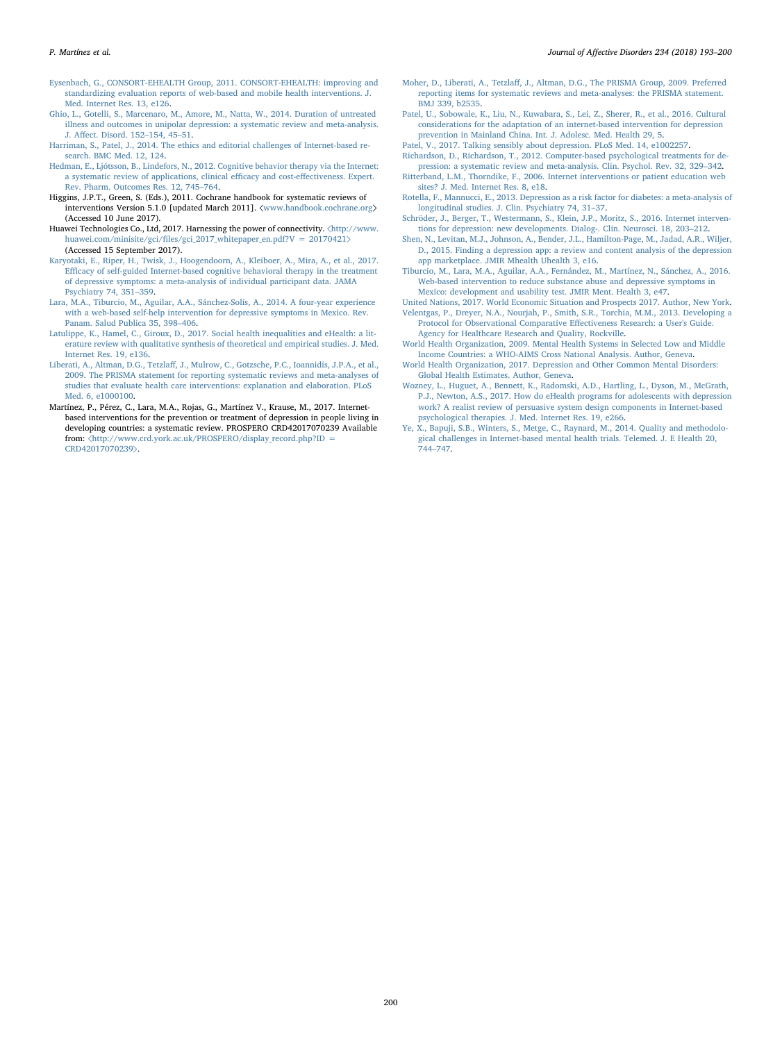Eysenbach, G., CONSORT-EHEALTH Group, 2011. CONSORT-EHEALTH: improving and standardizing evaluation reports of web-based and mobile health interventions. J. Med. Internet Res. 13, e126.

Ghio, L., Gotelli, S., Marcenaro, M., Amore, M., Natta, W., 2014. Duration of untreated illness and outcomes in unipolar depression: a systematic review and meta-analysis. J. Affect. Disord. 152–154, 45–51.

Harriman, S., Patel, J., 2014. The ethics and editorial challenges of Internet-based research. BMC Med. 12, 124.

Hedman, E., Ljótsson, B., Lindefors, N., 2012. Cognitive behavior therapy via the Internet: a systematic review of applications, clinical efficacy and cost-effectiveness. Expert. Rev. Pharm. Outcomes Res. 12, 745–764.

Higgins, J.P.T., Green, S. (Eds.), 2011. Cochrane handbook for systematic reviews of interventions Version 5.1.0 [updated March 2011]. ⟨www.handbook.cochrane.org⟩ (Accessed 10 June 2017).

Huawei Technologies Co., Ltd, 2017. Harnessing the power of connectivity. ⟨http://www.huawei.com/minisite/gci/files/gci_2017_whitepaper_en.pdf?V = 20170421⟩ (Accessed 15 September 2017).

Karyotaki, E., Riper, H., Twisk, J., Hoogendoorn, A., Kleiboer, A., Mira, A., et al., 2017. Efficacy of self-guided Internet-based cognitive behavioral therapy in the treatment of depressive symptoms: a meta-analysis of individual participant data. JAMA Psychiatry 74, 351–359.

Lara, M.A., Tiburcio, M., Aguilar, A.A., Sánchez-Solís, A., 2014. A four-year experience with a web-based self-help intervention for depressive symptoms in Mexico. Rev. Panam. Salud Publica 35, 398–406.

Latulippe, K., Hamel, C., Giroux, D., 2017. Social health inequalities and eHealth: a literature review with qualitative synthesis of theoretical and empirical studies. J. Med. Internet Res. 19, e136.

Liberati, A., Altman, D.G., Tetzlaff, J., Mulrow, C., Gotzsche, P.C., Ioannidis, J.P.A., et al., 2009. The PRISMA statement for reporting systematic reviews and meta-analyses of studies that evaluate health care interventions: explanation and elaboration. PLoS Med. 6, e1000100.

Martínez, P., Pérez, C., Lara, M.A., Rojas, G., Martínez V., Krause, M., 2017. Internet-based interventions for the prevention or treatment of depression in people living in developing countries: a systematic review. PROSPERO CRD42017070239 Available from: ⟨http://www.crd.york.ac.uk/PROSPERO/display_record.php?ID = CRD42017070239⟩.

Moher, D., Liberati, A., Tetzlaff, J., Altman, D.G., The PRISMA Group, 2009. Preferred reporting items for systematic reviews and meta-analyses: the PRISMA statement. BMJ 339, b2535.

Patel, U., Sobowale, K., Liu, N., Kuwabara, S., Lei, Z., Sherer, R., et al., 2016. Cultural considerations for the adaptation of an internet-based intervention for depression prevention in Mainland China. Int. J. Adolesc. Med. Health 29, 5.

Patel, V., 2017. Talking sensibly about depression. PLoS Med. 14, e1002257.

Richardson, D., Richardson, T., 2012. Computer-based psychological treatments for depression: a systematic review and meta-analysis. Clin. Psychol. Rev. 32, 329–342.

Ritterband, L.M., Thorndike, F., 2006. Internet interventions or patient education web sites? J. Med. Internet Res. 8, e18.

Rotella, F., Mannucci, E., 2013. Depression as a risk factor for diabetes: a meta-analysis of longitudinal studies. J. Clin. Psychiatry 74, 31–37.

Schröder, J., Berger, T., Westermann, S., Klein, J.P., Moritz, S., 2016. Internet interventions for depression: new developments. Dialog-. Clin. Neurosci. 18, 203–212.

Shen, N., Levitan, M.J., Johnson, A., Bender, J.L., Hamilton-Page, M., Jadad, A.R., Wiljer, D., 2015. Finding a depression app: a review and content analysis of the depression app marketplace. JMIR Mhealth Uhealth 3, e16.

Tiburcio, M., Lara, M.A., Aguilar, A.A., Fernández, M., Martínez, N., Sánchez, A., 2016. Web-based intervention to reduce substance abuse and depressive symptoms in Mexico: development and usability test. JMIR Ment. Health 3, e47.

United Nations, 2017. World Economic Situation and Prospects 2017. Author, New York.

Velentgas, P., Dreyer, N.A., Nourjah, P., Smith, S.R., Torchia, M.M., 2013. Developing a Protocol for Observational Comparative Effectiveness Research: a User's Guide. Agency for Healthcare Research and Quality, Rockville.

World Health Organization, 2009. Mental Health Systems in Selected Low and Middle Income Countries: a WHO-AIMS Cross National Analysis. Author, Geneva.

World Health Organization, 2017. Depression and Other Common Mental Disorders: Global Health Estimates. Author, Geneva.

Wozney, L., Huguet, A., Bennett, K., Radomski, A.D., Hartling, L., Dyson, M., McGrath, P.J., Newton, A.S., 2017. How do eHealth programs for adolescents with depression work? A realist review of persuasive system design components in Internet-based psychological therapies. J. Med. Internet Res. 19, e266.

Ye, X., Bapuji, S.B., Winters, S., Metge, C., Raynard, M., 2014. Quality and methodological challenges in Internet-based mental health trials. Telemed. J. E Health 20, 744–747.